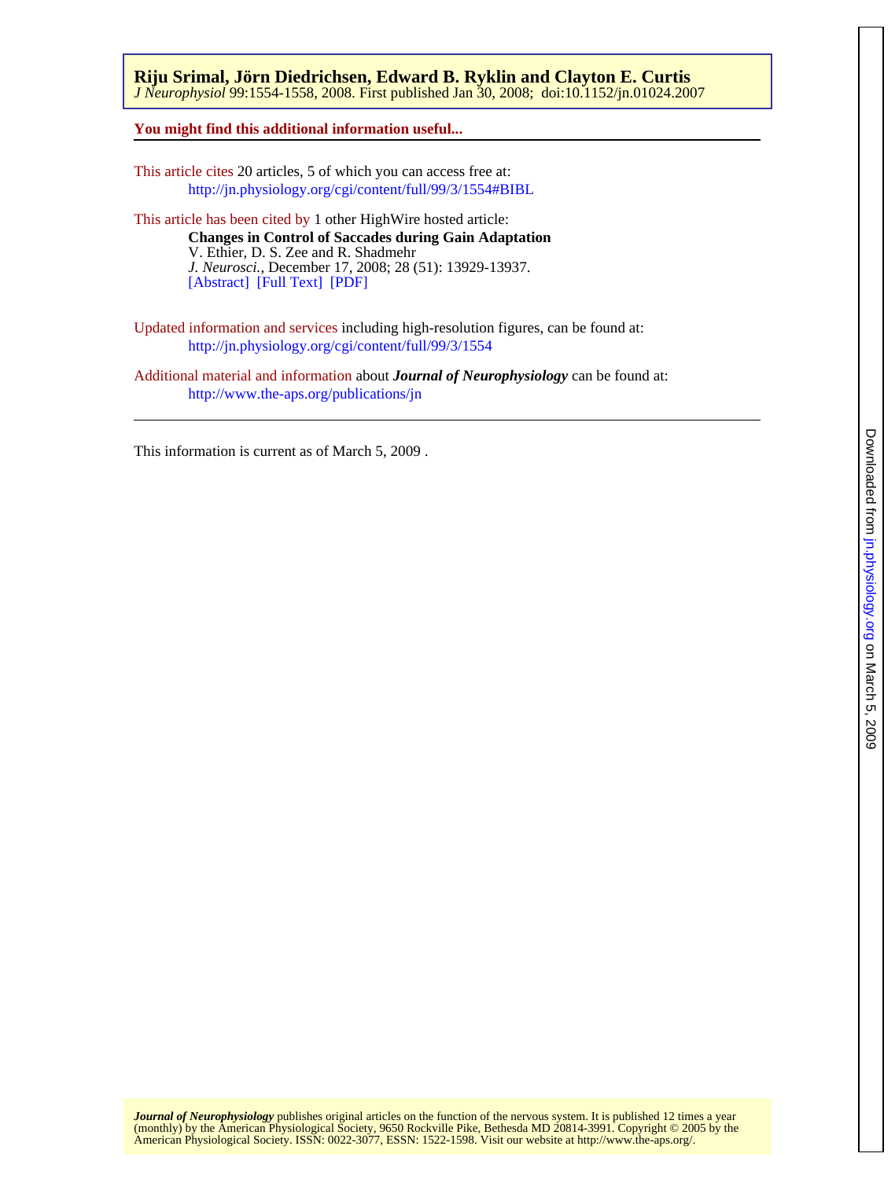**Riju Srimal, Jörn Diedrichsen, Edward B. Ryklin and Clayton E. Curtis**
*J Neurophysiol* 99:1554-1558, 2008. First published Jan 30, 2008; doi:10.1152/jn.01024.2007

**You might find this additional information useful...**

This article cites 20 articles, 5 of which you can access free at:
http://jn.physiology.org/cgi/content/full/99/3/1554#BIBL

This article has been cited by 1 other HighWire hosted article:

**Changes in Control of Saccades during Gain Adaptation**
V. Ethier, D. S. Zee and R. Shadmehr
*J. Neurosci.*, December 17, 2008; 28 (51): 13929-13937.
[Abstract] [Full Text] [PDF]

Updated information and services including high-resolution figures, can be found at:
http://jn.physiology.org/cgi/content/full/99/3/1554

Additional material and information about ***Journal of Neurophysiology*** can be found at:
http://www.the-aps.org/publications/jn

This information is current as of March 5, 2009 .

***Journal of Neurophysiology*** publishes original articles on the function of the nervous system. It is published 12 times a year (monthly) by the American Physiological Society, 9650 Rockville Pike, Bethesda MD 20814-3991. Copyright © 2005 by the American Physiological Society. ISSN: 0022-3077, ESSN: 1522-1598. Visit our website at http://www.the-aps.org/.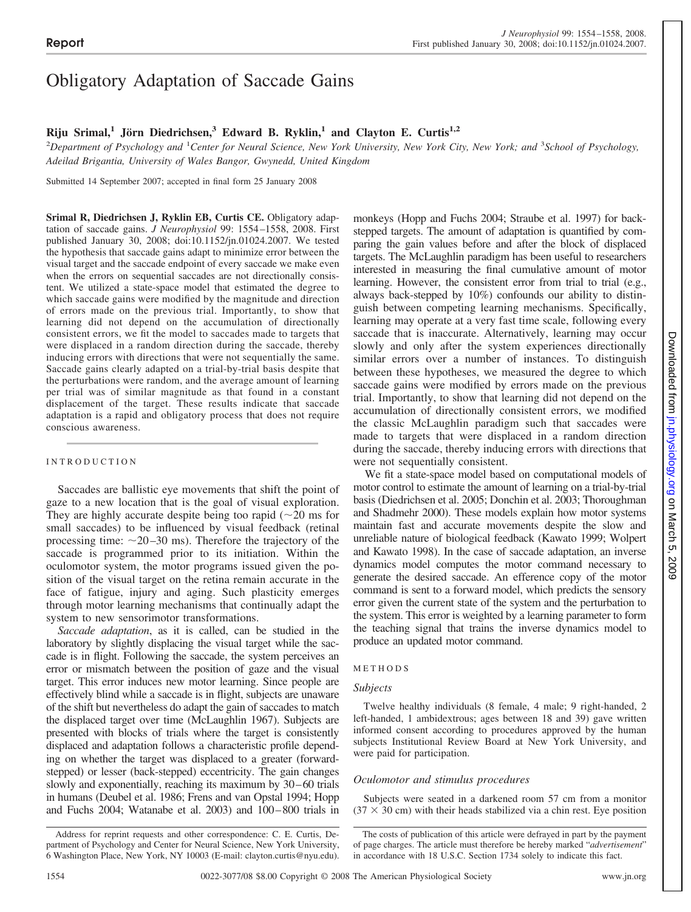# Obligatory Adaptation of Saccade Gains

**Riju Srimal,[1] Jörn Diedrichsen,[3] Edward B. Ryklin,[1] and Clayton E. Curtis[1,2]**

[2]*Department of Psychology and* [1]*Center for Neural Science, New York University, New York City, New York; and* [3]*School of Psychology, Adeilad Brigantia, University of Wales Bangor, Gwynedd, United Kingdom*

Submitted 14 September 2007; accepted in final form 25 January 2008

**Srimal R, Diedrichsen J, Ryklin EB, Curtis CE.** Obligatory adaptation of saccade gains. *J Neurophysiol* 99: 1554–1558, 2008. First published January 30, 2008; doi:10.1152/jn.01024.2007. We tested the hypothesis that saccade gains adapt to minimize error between the visual target and the saccade endpoint of every saccade we make even when the errors on sequential saccades are not directionally consistent. We utilized a state-space model that estimated the degree to which saccade gains were modified by the magnitude and direction of errors made on the previous trial. Importantly, to show that learning did not depend on the accumulation of directionally consistent errors, we fit the model to saccades made to targets that were displaced in a random direction during the saccade, thereby inducing errors with directions that were not sequentially the same. Saccade gains clearly adapted on a trial-by-trial basis despite that the perturbations were random, and the average amount of learning per trial was of similar magnitude as that found in a constant displacement of the target. These results indicate that saccade adaptation is a rapid and obligatory process that does not require conscious awareness.

## INTRODUCTION

Saccades are ballistic eye movements that shift the point of gaze to a new location that is the goal of visual exploration. They are highly accurate despite being too rapid (~20 ms for small saccades) to be influenced by visual feedback (retinal processing time: ~20–30 ms). Therefore the trajectory of the saccade is programmed prior to its initiation. Within the oculomotor system, the motor programs issued given the position of the visual target on the retina remain accurate in the face of fatigue, injury and aging. Such plasticity emerges through motor learning mechanisms that continually adapt the system to new sensorimotor transformations.

*Saccade adaptation*, as it is called, can be studied in the laboratory by slightly displacing the visual target while the saccade is in flight. Following the saccade, the system perceives an error or mismatch between the position of gaze and the visual target. This error induces new motor learning. Since people are effectively blind while a saccade is in flight, subjects are unaware of the shift but nevertheless do adapt the gain of saccades to match the displaced target over time (McLaughlin 1967). Subjects are presented with blocks of trials where the target is consistently displaced and adaptation follows a characteristic profile depending on whether the target was displaced to a greater (forward-stepped) or lesser (back-stepped) eccentricity. The gain changes slowly and exponentially, reaching its maximum by 30–60 trials in humans (Deubel et al. 1986; Frens and van Opstal 1994; Hopp and Fuchs 2004; Watanabe et al. 2003) and 100–800 trials in monkeys (Hopp and Fuchs 2004; Straube et al. 1997) for back-stepped targets. The amount of adaptation is quantified by comparing the gain values before and after the block of displaced targets. The McLaughlin paradigm has been useful to researchers interested in measuring the final cumulative amount of motor learning. However, the consistent error from trial to trial (e.g., always back-stepped by 10%) confounds our ability to distinguish between competing learning mechanisms. Specifically, learning may operate at a very fast time scale, following every saccade that is inaccurate. Alternatively, learning may occur slowly and only after the system experiences directionally similar errors over a number of instances. To distinguish between these hypotheses, we measured the degree to which saccade gains were modified by errors made on the previous trial. Importantly, to show that learning did not depend on the accumulation of directionally consistent errors, we modified the classic McLaughlin paradigm such that saccades were made to targets that were displaced in a random direction during the saccade, thereby inducing errors with directions that were not sequentially consistent.

We fit a state-space model based on computational models of motor control to estimate the amount of learning on a trial-by-trial basis (Diedrichsen et al. 2005; Donchin et al. 2003; Thoroughman and Shadmehr 2000). These models explain how motor systems maintain fast and accurate movements despite the slow and unreliable nature of biological feedback (Kawato 1999; Wolpert and Kawato 1998). In the case of saccade adaptation, an inverse dynamics model computes the motor command necessary to generate the desired saccade. An efference copy of the motor command is sent to a forward model, which predicts the sensory error given the current state of the system and the perturbation to the system. This error is weighted by a learning parameter to form the teaching signal that trains the inverse dynamics model to produce an updated motor command.

## METHODS

### Subjects

Twelve healthy individuals (8 female, 4 male; 9 right-handed, 2 left-handed, 1 ambidextrous; ages between 18 and 39) gave written informed consent according to procedures approved by the human subjects Institutional Review Board at New York University, and were paid for participation.

### Oculomotor and stimulus procedures

Subjects were seated in a darkened room 57 cm from a monitor (37 × 30 cm) with their heads stabilized via a chin rest. Eye position

Address for reprint requests and other correspondence: C. E. Curtis, Department of Psychology and Center for Neural Science, New York University, 6 Washington Place, New York, NY 10003 (E-mail: clayton.curtis@nyu.edu).

The costs of publication of this article were defrayed in part by the payment of page charges. The article must therefore be hereby marked "*advertisement*" in accordance with 18 U.S.C. Section 1734 solely to indicate this fact.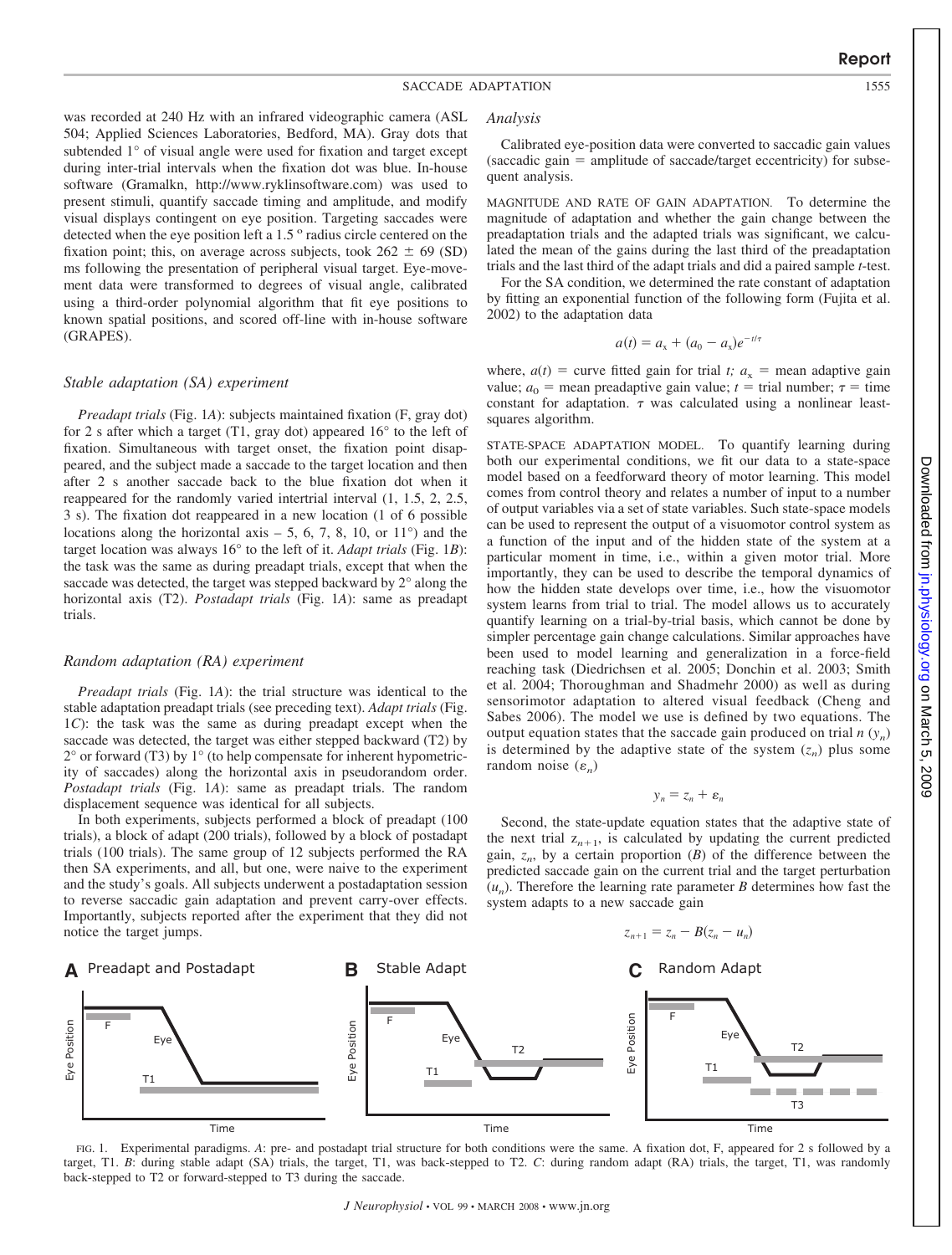was recorded at 240 Hz with an infrared videographic camera (ASL 504; Applied Sciences Laboratories, Bedford, MA). Gray dots that subtended 1° of visual angle were used for fixation and target except during inter-trial intervals when the fixation dot was blue. In-house software (Gramalkn, http://www.ryklinsoftware.com) was used to present stimuli, quantify saccade timing and amplitude, and modify visual displays contingent on eye position. Targeting saccades were detected when the eye position left a 1.5 º radius circle centered on the fixation point; this, on average across subjects, took 262 ± 69 (SD) ms following the presentation of peripheral visual target. Eye-movement data were transformed to degrees of visual angle, calibrated using a third-order polynomial algorithm that fit eye positions to known spatial positions, and scored off-line with in-house software (GRAPES).

### *Stable adaptation (SA) experiment*

*Preadapt trials* (Fig. 1*A*): subjects maintained fixation (F, gray dot) for 2 s after which a target (T1, gray dot) appeared 16° to the left of fixation. Simultaneous with target onset, the fixation point disappeared, and the subject made a saccade to the target location and then after 2 s another saccade back to the blue fixation dot when it reappeared for the randomly varied intertrial interval (1, 1.5, 2, 2.5, 3 s). The fixation dot reappeared in a new location (1 of 6 possible locations along the horizontal axis – 5, 6, 7, 8, 10, or 11°) and the target location was always 16° to the left of it. *Adapt trials* (Fig. 1*B*): the task was the same as during preadapt trials, except that when the saccade was detected, the target was stepped backward by 2° along the horizontal axis (T2). *Postadapt trials* (Fig. 1*A*): same as preadapt trials.

### *Random adaptation (RA) experiment*

*Preadapt trials* (Fig. 1*A*): the trial structure was identical to the stable adaptation preadapt trials (see preceding text). *Adapt trials* (Fig. 1*C*): the task was the same as during preadapt except when the saccade was detected, the target was either stepped backward (T2) by 2° or forward (T3) by 1° (to help compensate for inherent hypometricity of saccades) along the horizontal axis in pseudorandom order. *Postadapt trials* (Fig. 1*A*): same as preadapt trials. The random displacement sequence was identical for all subjects.

In both experiments, subjects performed a block of preadapt (100 trials), a block of adapt (200 trials), followed by a block of postadapt trials (100 trials). The same group of 12 subjects performed the RA then SA experiments, and all, but one, were naive to the experiment and the study's goals. All subjects underwent a postadaptation session to reverse saccadic gain adaptation and prevent carry-over effects. Importantly, subjects reported after the experiment that they did not notice the target jumps.

### *Analysis*

Calibrated eye-position data were converted to saccadic gain values (saccadic gain = amplitude of saccade/target eccentricity) for subsequent analysis.

MAGNITUDE AND RATE OF GAIN ADAPTATION. To determine the magnitude of adaptation and whether the gain change between the preadaptation trials and the adapted trials was significant, we calculated the mean of the gains during the last third of the preadaptation trials and the last third of the adapt trials and did a paired sample *t*-test.

For the SA condition, we determined the rate constant of adaptation by fitting an exponential function of the following form (Fujita et al. 2002) to the adaptation data

$$a(t) = a_x + (a_0 - a_x)e^{-t/\tau}$$

where, $a(t)$ = curve fitted gain for trial $t$; $a_x$ = mean adaptive gain value; $a_0$ = mean preadaptive gain value; $t$ = trial number; $\tau$ = time constant for adaptation. $\tau$ was calculated using a nonlinear least-squares algorithm.

STATE-SPACE ADAPTATION MODEL. To quantify learning during both our experimental conditions, we fit our data to a state-space model based on a feedforward theory of motor learning. This model comes from control theory and relates a number of input to a number of output variables via a set of state variables. Such state-space models can be used to represent the output of a visuomotor control system as a function of the input and of the hidden state of the system at a particular moment in time, i.e., within a given motor trial. More importantly, they can be used to describe the temporal dynamics of how the hidden state develops over time, i.e., how the visuomotor system learns from trial to trial. The model allows us to accurately quantify learning on a trial-by-trial basis, which cannot be done by simpler percentage gain change calculations. Similar approaches have been used to model learning and generalization in a force-field reaching task (Diedrichsen et al. 2005; Donchin et al. 2003; Smith et al. 2004; Thoroughman and Shadmehr 2000) as well as during sensorimotor adaptation to altered visual feedback (Cheng and Sabes 2006). The model we use is defined by two equations. The output equation states that the saccade gain produced on trial $n$ ($y_n$) is determined by the adaptive state of the system ($z_n$) plus some random noise ($\varepsilon_n$)

$$y_n = z_n + \varepsilon_n$$

Second, the state-update equation states that the adaptive state of the next trial $z_{n+1}$, is calculated by updating the current predicted gain, $z_n$, by a certain proportion ($B$) of the difference between the predicted saccade gain on the current trial and the target perturbation ($u_n$). Therefore the learning rate parameter $B$ determines how fast the system adapts to a new saccade gain

$$z_{n+1} = z_n - B(z_n - u_n)$$

FIG. 1. Experimental paradigms. *A*: pre- and postadapt trial structure for both conditions were the same. A fixation dot, F, appeared for 2 s followed by a target, T1. *B*: during stable adapt (SA) trials, the target, T1, was back-stepped to T2. *C*: during random adapt (RA) trials, the target, T1, was randomly back-stepped to T2 or forward-stepped to T3 during the saccade.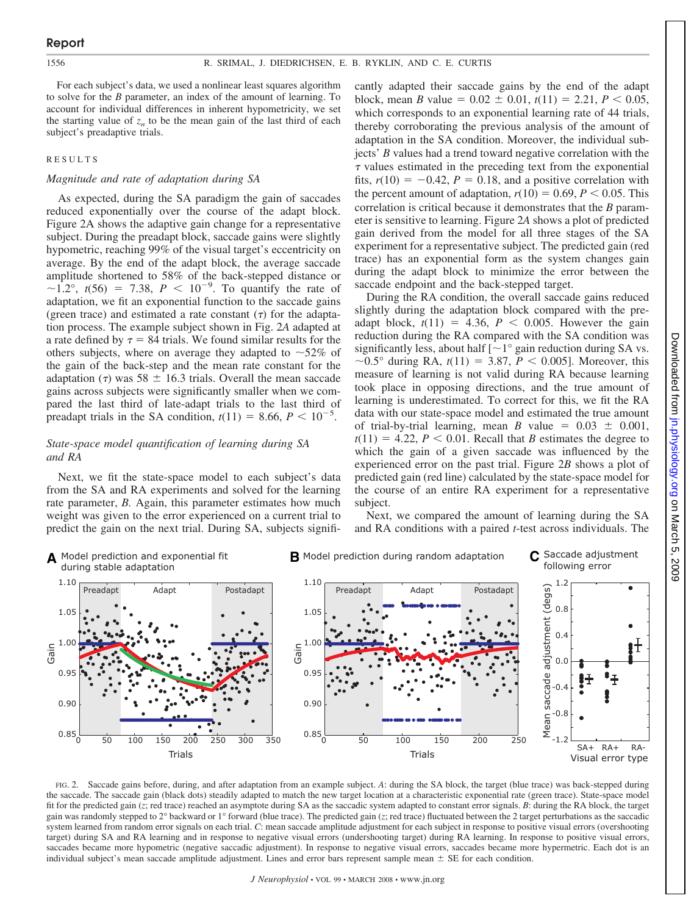For each subject's data, we used a nonlinear least squares algorithm to solve for the $B$ parameter, an index of the amount of learning. To account for individual differences in inherent hypometricity, we set the starting value of $z_n$ to be the mean gain of the last third of each subject's preadaptive trials.

## RESULTS

### *Magnitude and rate of adaptation during SA*

As expected, during the SA paradigm the gain of saccades reduced exponentially over the course of the adapt block. Figure 2A shows the adaptive gain change for a representative subject. During the preadapt block, saccade gains were slightly hypometric, reaching 99% of the visual target's eccentricity on average. By the end of the adapt block, the average saccade amplitude shortened to 58% of the back-stepped distance or ~1.2°, $t(56) = 7.38$, $P < 10^{-9}$. To quantify the rate of adaptation, we fit an exponential function to the saccade gains (green trace) and estimated a rate constant ($\tau$) for the adaptation process. The example subject shown in Fig. 2A adapted at a rate defined by $\tau = 84$ trials. We found similar results for the others subjects, where on average they adapted to ~52% of the gain of the back-step and the mean rate constant for the adaptation ($\tau$) was $58 \pm 16.3$ trials. Overall the mean saccade gains across subjects were significantly smaller when we compared the last third of late-adapt trials to the last third of preadapt trials in the SA condition, $t(11) = 8.66$, $P < 10^{-5}$.

### *State-space model quantification of learning during SA and RA*

Next, we fit the state-space model to each subject's data from the SA and RA experiments and solved for the learning rate parameter, $B$. Again, this parameter estimates how much weight was given to the error experienced on a current trial to predict the gain on the next trial. During SA, subjects significantly adapted their saccade gains by the end of the adapt block, mean $B$ value $= 0.02 \pm 0.01$, $t(11) = 2.21$, $P < 0.05$, which corresponds to an exponential learning rate of 44 trials, thereby corroborating the previous analysis of the amount of adaptation in the SA condition. Moreover, the individual subjects' $B$ values had a trend toward negative correlation with the $\tau$ values estimated in the preceding text from the exponential fits, $r(10) = -0.42$, $P = 0.18$, and a positive correlation with the percent amount of adaptation, $r(10) = 0.69$, $P < 0.05$. This correlation is critical because it demonstrates that the $B$ parameter is sensitive to learning. Figure 2A shows a plot of predicted gain derived from the model for all three stages of the SA experiment for a representative subject. The predicted gain (red trace) has an exponential form as the system changes gain during the adapt block to minimize the error between the saccade endpoint and the back-stepped target.

During the RA condition, the overall saccade gains reduced slightly during the adaptation block compared with the preadapt block, $t(11) = 4.36$, $P < 0.005$. However the gain reduction during the RA compared with the SA condition was significantly less, about half [~1° gain reduction during SA vs. ~0.5° during RA, $t(11) = 3.87$, $P < 0.005$]. Moreover, this measure of learning is not valid during RA because learning took place in opposing directions, and the true amount of learning is underestimated. To correct for this, we fit the RA data with our state-space model and estimated the true amount of trial-by-trial learning, mean $B$ value $= 0.03 \pm 0.001$, $t(11) = 4.22$, $P < 0.01$. Recall that $B$ estimates the degree to which the gain of a given saccade was influenced by the experienced error on the past trial. Figure 2B shows a plot of predicted gain (red line) calculated by the state-space model for the course of an entire RA experiment for a representative subject.

Next, we compared the amount of learning during the SA and RA conditions with a paired $t$-test across individuals. The

FIG. 2. Saccade gains before, during, and after adaptation from an example subject. *A*: during the SA block, the target (blue trace) was back-stepped during the saccade. The saccade gain (black dots) steadily adapted to match the new target location at a characteristic exponential rate (green trace). State-space model fit for the predicted gain ($z$; red trace) reached an asymptote during SA as the saccadic system adapted to constant error signals. *B*: during the RA block, the target gain was randomly stepped to 2° backward or 1° forward (blue trace). The predicted gain ($z$; red trace) fluctuated between the 2 target perturbations as the saccadic system learned from random error signals on each trial. *C*: mean saccade amplitude adjustment for each subject in response to positive visual errors (overshooting target) during SA and RA learning and in response to negative visual errors (undershooting target) during RA learning. In response to positive visual errors, saccades became more hypometric (negative saccadic adjustment). In response to negative visual errors, saccades became more hypermetric. Each dot is an individual subject's mean saccade amplitude adjustment. Lines and error bars represent sample mean ± SE for each condition.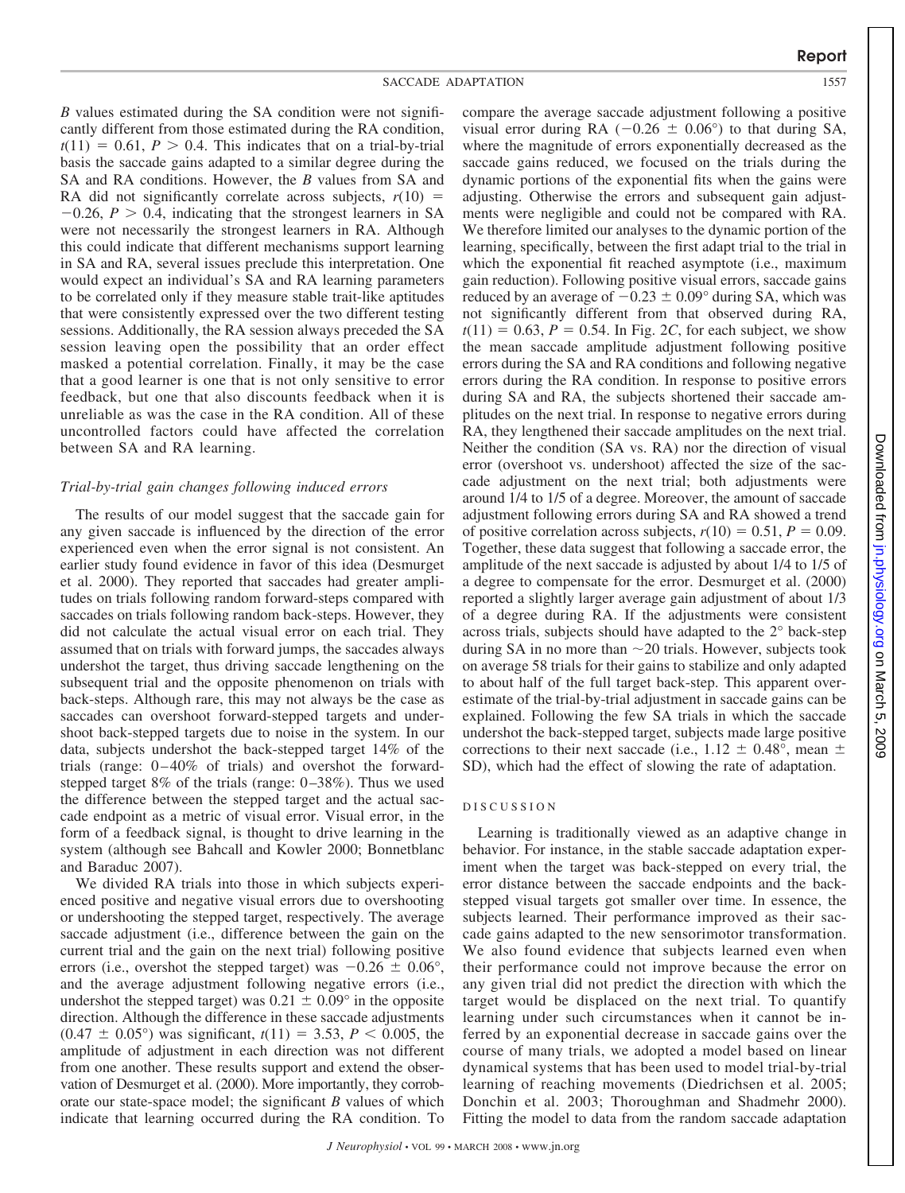*B* values estimated during the SA condition were not significantly different from those estimated during the RA condition, $t(11) = 0.61$, $P > 0.4$. This indicates that on a trial-by-trial basis the saccade gains adapted to a similar degree during the SA and RA conditions. However, the *B* values from SA and RA did not significantly correlate across subjects, $r(10) = -0.26$, $P > 0.4$, indicating that the strongest learners in SA were not necessarily the strongest learners in RA. Although this could indicate that different mechanisms support learning in SA and RA, several issues preclude this interpretation. One would expect an individual's SA and RA learning parameters to be correlated only if they measure stable trait-like aptitudes that were consistently expressed over the two different testing sessions. Additionally, the RA session always preceded the SA session leaving open the possibility that an order effect masked a potential correlation. Finally, it may be the case that a good learner is one that is not only sensitive to error feedback, but one that also discounts feedback when it is unreliable as was the case in the RA condition. All of these uncontrolled factors could have affected the correlation between SA and RA learning.

### *Trial-by-trial gain changes following induced errors*

The results of our model suggest that the saccade gain for any given saccade is influenced by the direction of the error experienced even when the error signal is not consistent. An earlier study found evidence in favor of this idea (Desmurget et al. 2000). They reported that saccades had greater amplitudes on trials following random forward-steps compared with saccades on trials following random back-steps. However, they did not calculate the actual visual error on each trial. They assumed that on trials with forward jumps, the saccades always undershot the target, thus driving saccade lengthening on the subsequent trial and the opposite phenomenon on trials with back-steps. Although rare, this may not always be the case as saccades can overshoot forward-stepped targets and undershoot back-stepped targets due to noise in the system. In our data, subjects undershot the back-stepped target 14% of the trials (range: 0–40% of trials) and overshot the forward-stepped target 8% of the trials (range: 0–38%). Thus we used the difference between the stepped target and the actual saccade endpoint as a metric of visual error. Visual error, in the form of a feedback signal, is thought to drive learning in the system (although see Bahcall and Kowler 2000; Bonnetblanc and Baraduc 2007).

We divided RA trials into those in which subjects experienced positive and negative visual errors due to overshooting or undershooting the stepped target, respectively. The average saccade adjustment (i.e., difference between the gain on the current trial and the gain on the next trial) following positive errors (i.e., overshoot the stepped target) was $-0.26 \pm 0.06°$, and the average adjustment following negative errors (i.e., undershoot the stepped target) was $0.21 \pm 0.09°$ in the opposite direction. Although the difference in these saccade adjustments ($0.47 \pm 0.05°$) was significant, $t(11) = 3.53$, $P < 0.005$, the amplitude of adjustment in each direction was not different from one another. These results support and extend the observation of Desmurget et al. (2000). More importantly, they corroborate our state-space model; the significant *B* values of which indicate that learning occurred during the RA condition. To compare the average saccade adjustment following a positive visual error during RA ($-0.26 \pm 0.06°$) to that during SA, where the magnitude of errors exponentially decreased as the saccade gains reduced, we focused on the trials during the dynamic portions of the exponential fits when the gains were adjusting. Otherwise the errors and subsequent gain adjustments were negligible and could not be compared with RA. We therefore limited our analyses to the dynamic portion of the learning, specifically, between the first adapt trial to the trial in which the exponential fit reached asymptote (i.e., maximum gain reduction). Following positive visual errors, saccade gains reduced by an average of $-0.23 \pm 0.09°$ during SA, which was not significantly different from that observed during RA, $t(11) = 0.63$, $P = 0.54$. In Fig. 2*C*, for each subject, we show the mean saccade amplitude adjustment following positive errors during the SA and RA conditions and following negative errors during the RA condition. In response to positive errors during SA and RA, the subjects shortened their saccade amplitudes on the next trial. In response to negative errors during RA, they lengthened their saccade amplitudes on the next trial. Neither the condition (SA vs. RA) nor the direction of visual error (overshoot vs. undershoot) affected the size of the saccade adjustment on the next trial; both adjustments were around 1/4 to 1/5 of a degree. Moreover, the amount of saccade adjustment following errors during SA and RA showed a trend of positive correlation across subjects, $r(10) = 0.51$, $P = 0.09$. Together, these data suggest that following a saccade error, the amplitude of the next saccade is adjusted by about 1/4 to 1/5 of a degree to compensate for the error. Desmurget et al. (2000) reported a slightly larger average gain adjustment of about 1/3 of a degree during RA. If the adjustments were consistent across trials, subjects should have adapted to the 2° back-step during SA in no more than ~20 trials. However, subjects took on average 58 trials for their gains to stabilize and only adapted to about half of the full target back-step. This apparent overestimate of the trial-by-trial adjustment in saccade gains can be explained. Following the few SA trials in which the saccade undershot the back-stepped target, subjects made large positive corrections to their next saccade (i.e., $1.12 \pm 0.48°$, mean ± SD), which had the effect of slowing the rate of adaptation.

## DISCUSSION

Learning is traditionally viewed as an adaptive change in behavior. For instance, in the stable saccade adaptation experiment when the target was back-stepped on every trial, the error distance between the saccade endpoints and the back-stepped visual targets got smaller over time. In essence, the subjects learned. Their performance improved as their saccade gains adapted to the new sensorimotor transformation. We also found evidence that subjects learned even when their performance could not improve because the error on any given trial did not predict the direction with which the target would be displaced on the next trial. To quantify learning under such circumstances when it cannot be inferred by an exponential decrease in saccade gains over the course of many trials, we adopted a model based on linear dynamical systems that has been used to model trial-by-trial learning of reaching movements (Diedrichsen et al. 2005; Donchin et al. 2003; Thoroughman and Shadmehr 2000). Fitting the model to data from the random saccade adaptation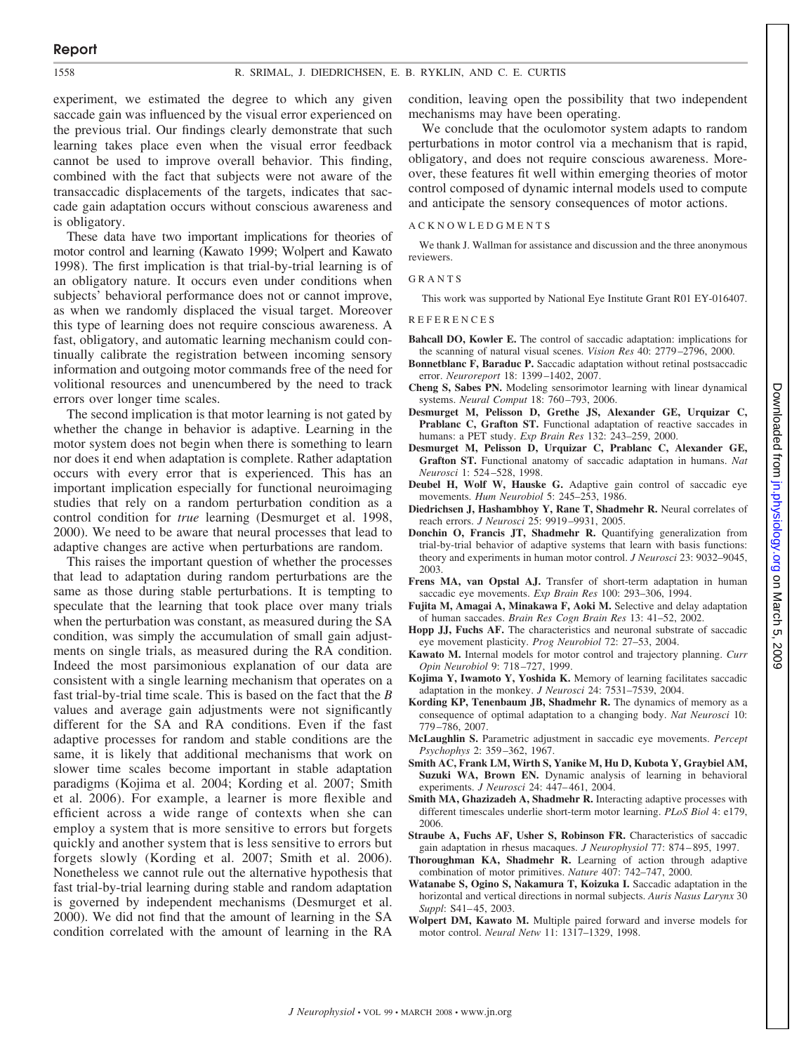experiment, we estimated the degree to which any given saccade gain was influenced by the visual error experienced on the previous trial. Our findings clearly demonstrate that such learning takes place even when the visual error feedback cannot be used to improve overall behavior. This finding, combined with the fact that subjects were not aware of the transaccadic displacements of the targets, indicates that saccade gain adaptation occurs without conscious awareness and is obligatory.

These data have two important implications for theories of motor control and learning (Kawato 1999; Wolpert and Kawato 1998). The first implication is that trial-by-trial learning is of an obligatory nature. It occurs even under conditions when subjects' behavioral performance does not or cannot improve, as when we randomly displaced the visual target. Moreover this type of learning does not require conscious awareness. A fast, obligatory, and automatic learning mechanism could continually calibrate the registration between incoming sensory information and outgoing motor commands free of the need for volitional resources and unencumbered by the need to track errors over longer time scales.

The second implication is that motor learning is not gated by whether the change in behavior is adaptive. Learning in the motor system does not begin when there is something to learn nor does it end when adaptation is complete. Rather adaptation occurs with every error that is experienced. This has an important implication especially for functional neuroimaging studies that rely on a random perturbation condition as a control condition for *true* learning (Desmurget et al. 1998, 2000). We need to be aware that neural processes that lead to adaptive changes are active when perturbations are random.

This raises the important question of whether the processes that lead to adaptation during random perturbations are the same as those during stable perturbations. It is tempting to speculate that the learning that took place over many trials when the perturbation was constant, as measured during the SA condition, was simply the accumulation of small gain adjustments on single trials, as measured during the RA condition. Indeed the most parsimonious explanation of our data are consistent with a single learning mechanism that operates on a fast trial-by-trial time scale. This is based on the fact that the $B$ values and average gain adjustments were not significantly different for the SA and RA conditions. Even if the fast adaptive processes for random and stable conditions are the same, it is likely that additional mechanisms that work on slower time scales become important in stable adaptation paradigms (Kojima et al. 2004; Kording et al. 2007; Smith et al. 2006). For example, a learner is more flexible and efficient across a wide range of contexts when she can employ a system that is more sensitive to errors but forgets quickly and another system that is less sensitive to errors but forgets slowly (Kording et al. 2007; Smith et al. 2006). Nonetheless we cannot rule out the alternative hypothesis that fast trial-by-trial learning during stable and random adaptation is governed by independent mechanisms (Desmurget et al. 2000). We did not find that the amount of learning in the SA condition correlated with the amount of learning in the RA condition, leaving open the possibility that two independent mechanisms may have been operating.

We conclude that the oculomotor system adapts to random perturbations in motor control via a mechanism that is rapid, obligatory, and does not require conscious awareness. Moreover, these features fit well within emerging theories of motor control composed of dynamic internal models used to compute and anticipate the sensory consequences of motor actions.

## ACKNOWLEDGMENTS

We thank J. Wallman for assistance and discussion and the three anonymous reviewers.

## GRANTS

This work was supported by National Eye Institute Grant R01 EY-016407.

## REFERENCES

**Bahcall DO, Kowler E.** The control of saccadic adaptation: implications for the scanning of natural visual scenes. *Vision Res* 40: 2779–2796, 2000.

**Bonnetblanc F, Baraduc P.** Saccadic adaptation without retinal postsaccadic error. *Neuroreport* 18: 1399–1402, 2007.

**Cheng S, Sabes PN.** Modeling sensorimotor learning with linear dynamical systems. *Neural Comput* 18: 760–793, 2006.

**Desmurget M, Pelisson D, Grethe JS, Alexander GE, Urquizar C, Prablanc C, Grafton ST.** Functional adaptation of reactive saccades in humans: a PET study. *Exp Brain Res* 132: 243–259, 2000.

**Desmurget M, Pelisson D, Urquizar C, Prablanc C, Alexander GE, Grafton ST.** Functional anatomy of saccadic adaptation in humans. *Nat Neurosci* 1: 524–528, 1998.

**Deubel H, Wolf W, Hauske G.** Adaptive gain control of saccadic eye movements. *Hum Neurobiol* 5: 245–253, 1986.

**Diedrichsen J, Hashambhoy Y, Rane T, Shadmehr R.** Neural correlates of reach errors. *J Neurosci* 25: 9919–9931, 2005.

**Donchin O, Francis JT, Shadmehr R.** Quantifying generalization from trial-by-trial behavior of adaptive systems that learn with basis functions: theory and experiments in human motor control. *J Neurosci* 23: 9032–9045, 2003.

**Frens MA, van Opstal AJ.** Transfer of short-term adaptation in human saccadic eye movements. *Exp Brain Res* 100: 293–306, 1994.

**Fujita M, Amagai A, Minakawa F, Aoki M.** Selective and delay adaptation of human saccades. *Brain Res Cogn Brain Res* 13: 41–52, 2002.

**Hopp JJ, Fuchs AF.** The characteristics and neuronal substrate of saccadic eye movement plasticity. *Prog Neurobiol* 72: 27–53, 2004.

**Kawato M.** Internal models for motor control and trajectory planning. *Curr Opin Neurobiol* 9: 718–727, 1999.

**Kojima Y, Iwamoto Y, Yoshida K.** Memory of learning facilitates saccadic adaptation in the monkey. *J Neurosci* 24: 7531–7539, 2004.

**Kording KP, Tenenbaum JB, Shadmehr R.** The dynamics of memory as a consequence of optimal adaptation to a changing body. *Nat Neurosci* 10: 779–786, 2007.

**McLaughlin S.** Parametric adjustment in saccadic eye movements. *Percept Psychophys* 2: 359–362, 1967.

**Smith AC, Frank LM, Wirth S, Yanike M, Hu D, Kubota Y, Graybiel AM, Suzuki WA, Brown EN.** Dynamic analysis of learning in behavioral experiments. *J Neurosci* 24: 447–461, 2004.

**Smith MA, Ghazizadeh A, Shadmehr R.** Interacting adaptive processes with different timescales underlie short-term motor learning. *PLoS Biol* 4: e179, 2006.

**Straube A, Fuchs AF, Usher S, Robinson FR.** Characteristics of saccadic gain adaptation in rhesus macaques. *J Neurophysiol* 77: 874–895, 1997.

**Thoroughman KA, Shadmehr R.** Learning of action through adaptive combination of motor primitives. *Nature* 407: 742–747, 2000.

**Watanabe S, Ogino S, Nakamura T, Koizuka I.** Saccadic adaptation in the horizontal and vertical directions in normal subjects. *Auris Nasus Larynx* 30 *Suppl*: S41–45, 2003.

**Wolpert DM, Kawato M.** Multiple paired forward and inverse models for motor control. *Neural Netw* 11: 1317–1329, 1998.